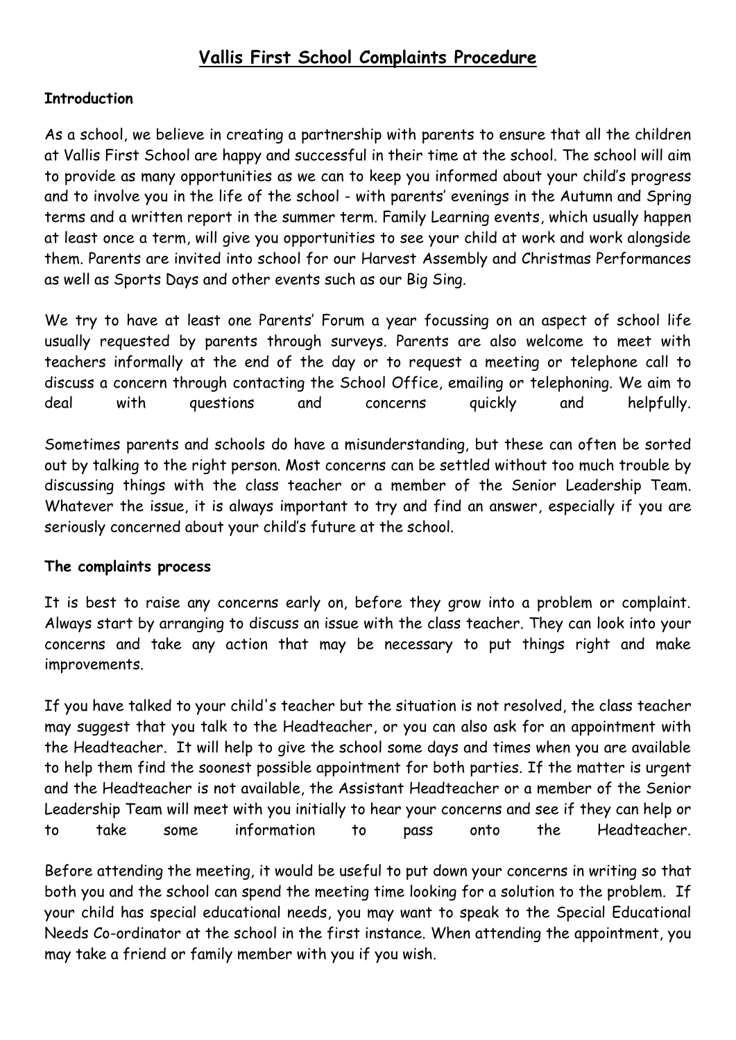# Vallis First School Complaints Procedure

**Introduction**

As a school, we believe in creating a partnership with parents to ensure that all the children at Vallis First School are happy and successful in their time at the school. The school will aim to provide as many opportunities as we can to keep you informed about your child's progress and to involve you in the life of the school - with parents' evenings in the Autumn and Spring terms and a written report in the summer term. Family Learning events, which usually happen at least once a term, will give you opportunities to see your child at work and work alongside them. Parents are invited into school for our Harvest Assembly and Christmas Performances as well as Sports Days and other events such as our Big Sing.

We try to have at least one Parents' Forum a year focussing on an aspect of school life usually requested by parents through surveys. Parents are also welcome to meet with teachers informally at the end of the day or to request a meeting or telephone call to discuss a concern through contacting the School Office, emailing or telephoning. We aim to deal with questions and concerns quickly and helpfully.

Sometimes parents and schools do have a misunderstanding, but these can often be sorted out by talking to the right person. Most concerns can be settled without too much trouble by discussing things with the class teacher or a member of the Senior Leadership Team. Whatever the issue, it is always important to try and find an answer, especially if you are seriously concerned about your child's future at the school.

**The complaints process**

It is best to raise any concerns early on, before they grow into a problem or complaint. Always start by arranging to discuss an issue with the class teacher. They can look into your concerns and take any action that may be necessary to put things right and make improvements.

If you have talked to your child's teacher but the situation is not resolved, the class teacher may suggest that you talk to the Headteacher, or you can also ask for an appointment with the Headteacher. It will help to give the school some days and times when you are available to help them find the soonest possible appointment for both parties. If the matter is urgent and the Headteacher is not available, the Assistant Headteacher or a member of the Senior Leadership Team will meet with you initially to hear your concerns and see if they can help or to take some information to pass onto the Headteacher.

Before attending the meeting, it would be useful to put down your concerns in writing so that both you and the school can spend the meeting time looking for a solution to the problem. If your child has special educational needs, you may want to speak to the Special Educational Needs Co-ordinator at the school in the first instance. When attending the appointment, you may take a friend or family member with you if you wish.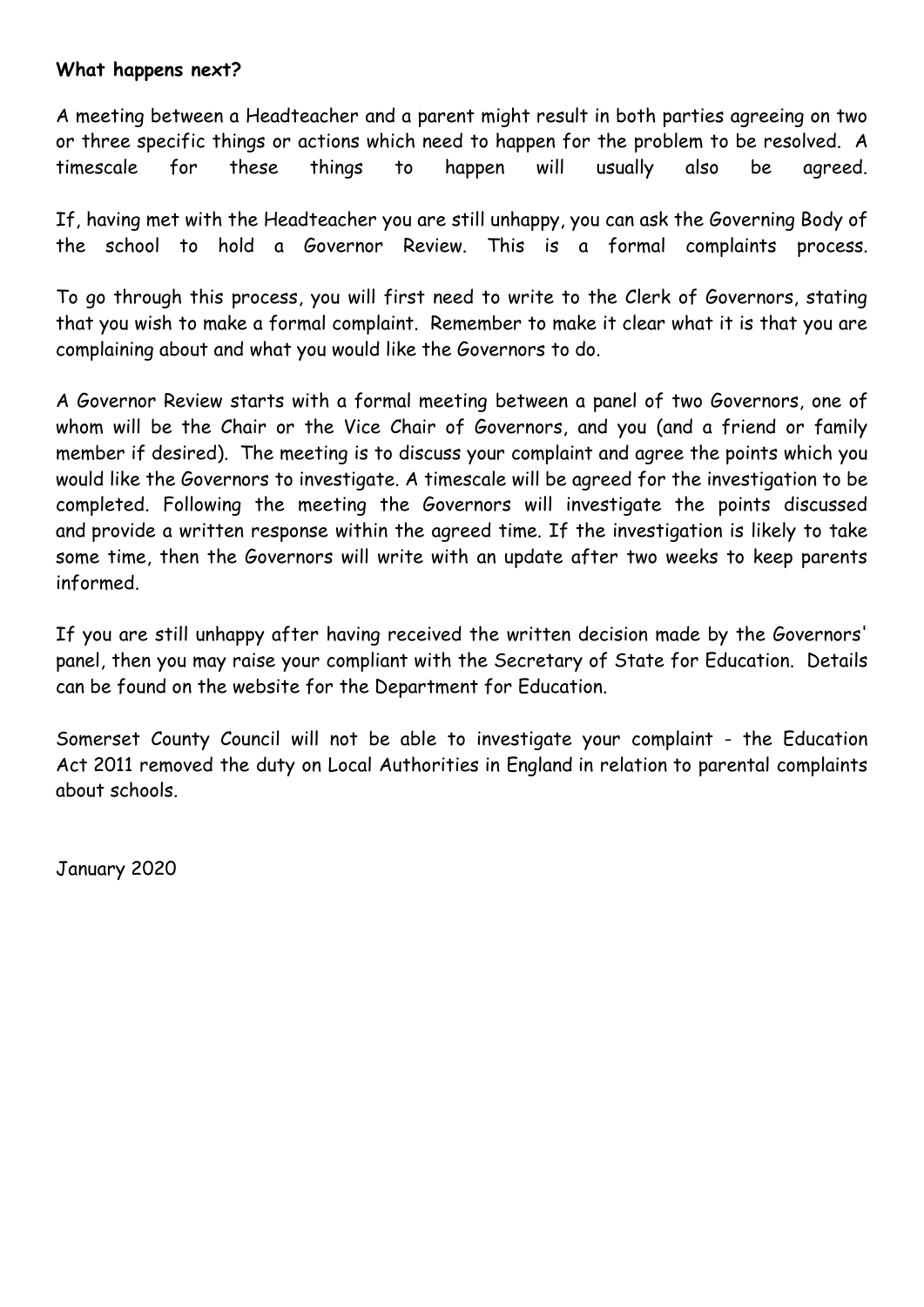**What happens next?**

A meeting between a Headteacher and a parent might result in both parties agreeing on two or three specific things or actions which need to happen for the problem to be resolved. A timescale for these things to happen will usually also be agreed.

If, having met with the Headteacher you are still unhappy, you can ask the Governing Body of the school to hold a Governor Review. This is a formal complaints process.

To go through this process, you will first need to write to the Clerk of Governors, stating that you wish to make a formal complaint. Remember to make it clear what it is that you are complaining about and what you would like the Governors to do.

A Governor Review starts with a formal meeting between a panel of two Governors, one of whom will be the Chair or the Vice Chair of Governors, and you (and a friend or family member if desired). The meeting is to discuss your complaint and agree the points which you would like the Governors to investigate. A timescale will be agreed for the investigation to be completed. Following the meeting the Governors will investigate the points discussed and provide a written response within the agreed time. If the investigation is likely to take some time, then the Governors will write with an update after two weeks to keep parents informed.

If you are still unhappy after having received the written decision made by the Governors' panel, then you may raise your compliant with the Secretary of State for Education. Details can be found on the website for the Department for Education.

Somerset County Council will not be able to investigate your complaint - the Education Act 2011 removed the duty on Local Authorities in England in relation to parental complaints about schools.

January 2020